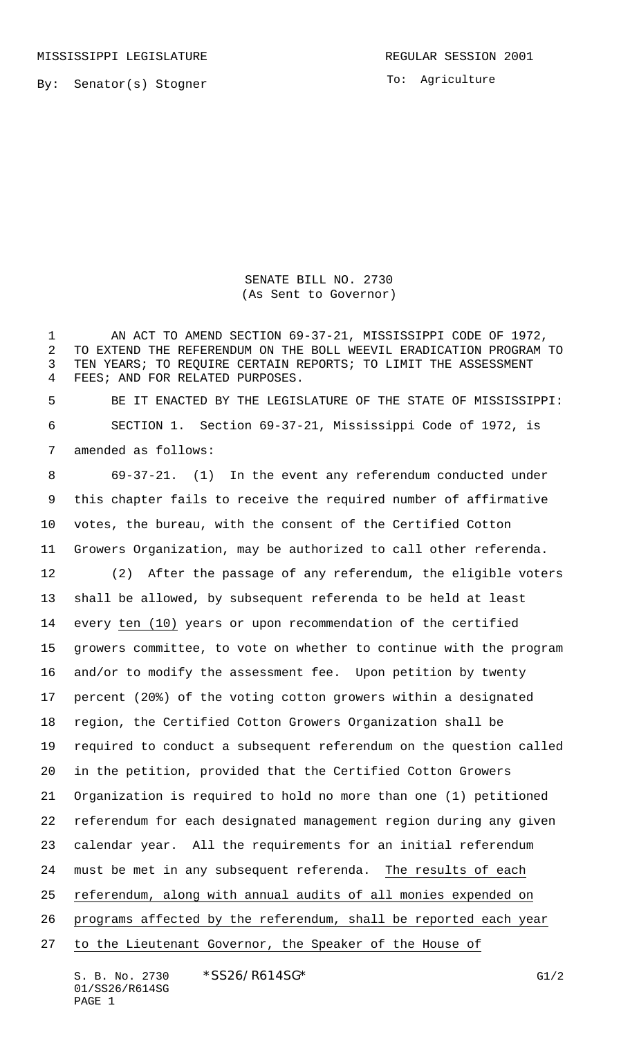MISSISSIPPI LEGISLATURE REGULAR SESSION 2001

By: Senator(s) Stogner

To: Agriculture

# SENATE BILL NO. 2730
(As Sent to Governor)

AN ACT TO AMEND SECTION 69-37-21, MISSISSIPPI CODE OF 1972, TO EXTEND THE REFERENDUM ON THE BOLL WEEVIL ERADICATION PROGRAM TO TEN YEARS; TO REQUIRE CERTAIN REPORTS; TO LIMIT THE ASSESSMENT FEES; AND FOR RELATED PURPOSES.

BE IT ENACTED BY THE LEGISLATURE OF THE STATE OF MISSISSIPPI:

SECTION 1. Section 69-37-21, Mississippi Code of 1972, is amended as follows:

69-37-21. (1) In the event any referendum conducted under this chapter fails to receive the required number of affirmative votes, the bureau, with the consent of the Certified Cotton Growers Organization, may be authorized to call other referenda.

(2) After the passage of any referendum, the eligible voters shall be allowed, by subsequent referenda to be held at least every ten (10) years or upon recommendation of the certified growers committee, to vote on whether to continue with the program and/or to modify the assessment fee. Upon petition by twenty percent (20%) of the voting cotton growers within a designated region, the Certified Cotton Growers Organization shall be required to conduct a subsequent referendum on the question called in the petition, provided that the Certified Cotton Growers Organization is required to hold no more than one (1) petitioned referendum for each designated management region during any given calendar year. All the requirements for an initial referendum must be met in any subsequent referenda. The results of each referendum, along with annual audits of all monies expended on programs affected by the referendum, shall be reported each year to the Lieutenant Governor, the Speaker of the House of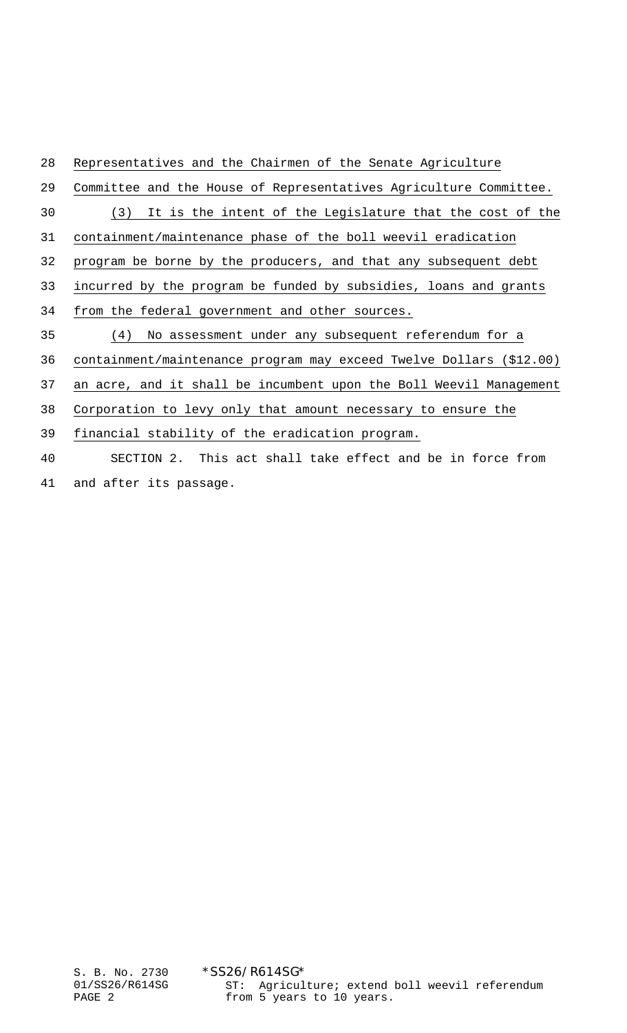Representatives and the Chairmen of the Senate Agriculture Committee and the House of Representatives Agriculture Committee.

(3) It is the intent of the Legislature that the cost of the containment/maintenance phase of the boll weevil eradication program be borne by the producers, and that any subsequent debt incurred by the program be funded by subsidies, loans and grants from the federal government and other sources.

(4) No assessment under any subsequent referendum for a containment/maintenance program may exceed Twelve Dollars ($12.00) an acre, and it shall be incumbent upon the Boll Weevil Management Corporation to levy only that amount necessary to ensure the financial stability of the eradication program.

SECTION 2. This act shall take effect and be in force from and after its passage.

ST: Agriculture; extend boll weevil referendum from 5 years to 10 years.